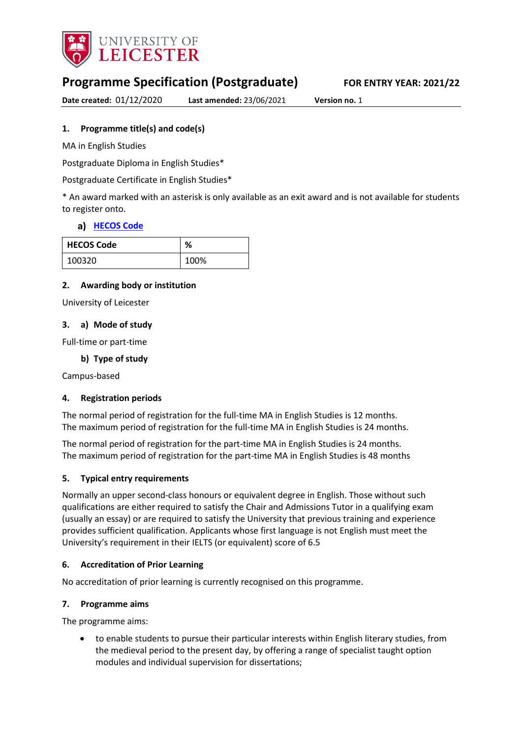# Programme Specification (Postgraduate)

**FOR ENTRY YEAR: 2021/22**

**Date created:** 01/12/2020 **Last amended:** 23/06/2021 **Version no.** 1

## 1. Programme title(s) and code(s)

MA in English Studies

Postgraduate Diploma in English Studies*

Postgraduate Certificate in English Studies*

* An award marked with an asterisk is only available as an exit award and is not available for students to register onto.

### a) HECOS Code

| HECOS Code | % |
|---|---|
| 100320 | 100% |

## 2. Awarding body or institution

University of Leicester

## 3. a) Mode of study

Full-time or part-time

### b) Type of study

Campus-based

## 4. Registration periods

The normal period of registration for the full-time MA in English Studies is 12 months.
The maximum period of registration for the full-time MA in English Studies is 24 months.

The normal period of registration for the part-time MA in English Studies is 24 months.
The maximum period of registration for the part-time MA in English Studies is 48 months

## 5. Typical entry requirements

Normally an upper second-class honours or equivalent degree in English. Those without such qualifications are either required to satisfy the Chair and Admissions Tutor in a qualifying exam (usually an essay) or are required to satisfy the University that previous training and experience provides sufficient qualification. Applicants whose first language is not English must meet the University's requirement in their IELTS (or equivalent) score of 6.5

## 6. Accreditation of Prior Learning

No accreditation of prior learning is currently recognised on this programme.

## 7. Programme aims

The programme aims:

- to enable students to pursue their particular interests within English literary studies, from the medieval period to the present day, by offering a range of specialist taught option modules and individual supervision for dissertations;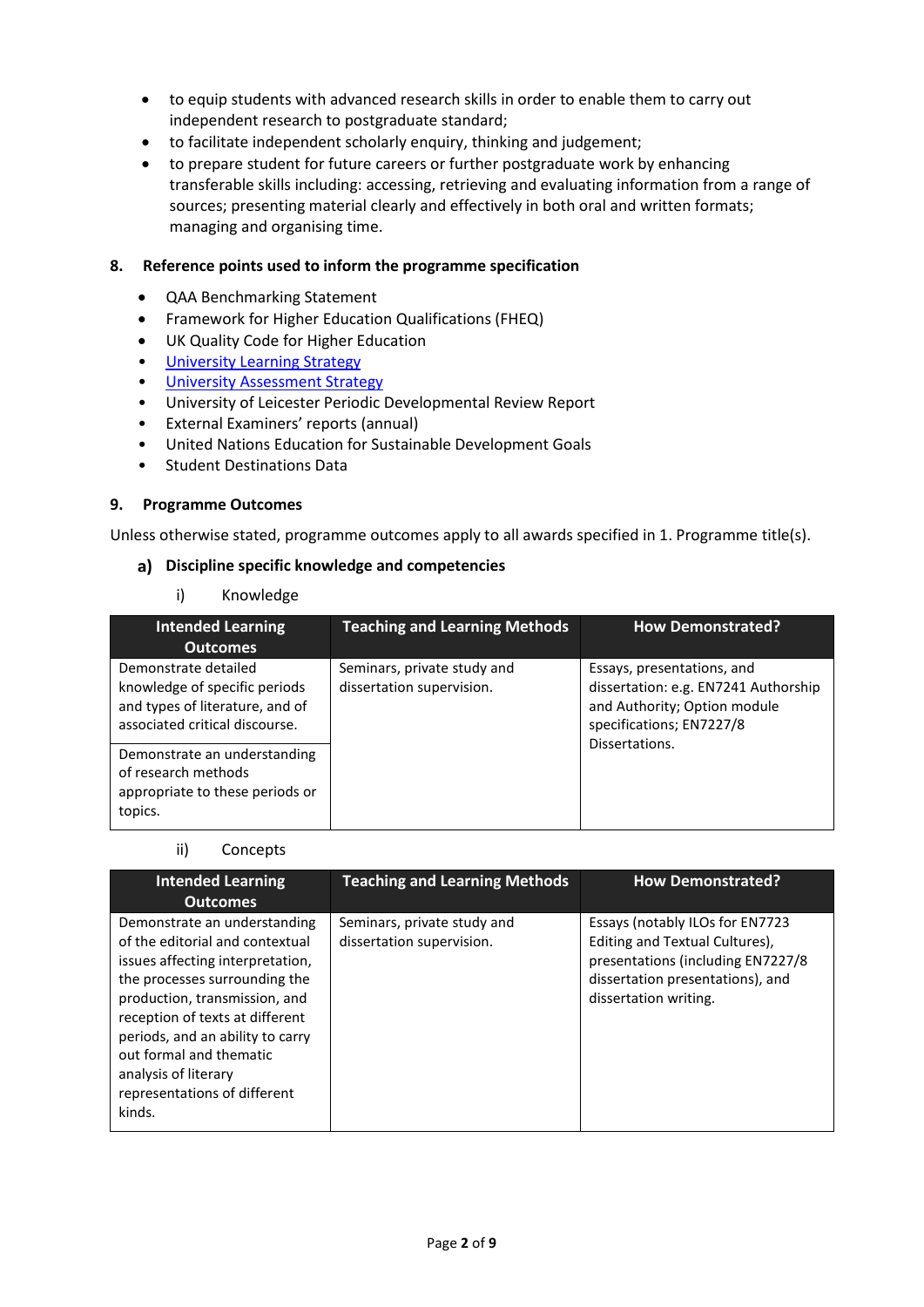- to equip students with advanced research skills in order to enable them to carry out independent research to postgraduate standard;
- to facilitate independent scholarly enquiry, thinking and judgement;
- to prepare student for future careers or further postgraduate work by enhancing transferable skills including: accessing, retrieving and evaluating information from a range of sources; presenting material clearly and effectively in both oral and written formats; managing and organising time.

## 8. Reference points used to inform the programme specification

- QAA Benchmarking Statement
- Framework for Higher Education Qualifications (FHEQ)
- UK Quality Code for Higher Education
- University Learning Strategy
- University Assessment Strategy
- University of Leicester Periodic Developmental Review Report
- External Examiners' reports (annual)
- United Nations Education for Sustainable Development Goals
- Student Destinations Data

## 9. Programme Outcomes

Unless otherwise stated, programme outcomes apply to all awards specified in 1. Programme title(s).

### a) Discipline specific knowledge and competencies

i) Knowledge

| Intended Learning Outcomes | Teaching and Learning Methods | How Demonstrated? |
|---|---|---|
| Demonstrate detailed knowledge of specific periods and types of literature, and of associated critical discourse. | Seminars, private study and dissertation supervision. | Essays, presentations, and dissertation: e.g. EN7241 Authorship and Authority; Option module specifications; EN7227/8 Dissertations. |
| Demonstrate an understanding of research methods appropriate to these periods or topics. | | |

ii) Concepts

| Intended Learning Outcomes | Teaching and Learning Methods | How Demonstrated? |
|---|---|---|
| Demonstrate an understanding of the editorial and contextual issues affecting interpretation, the processes surrounding the production, transmission, and reception of texts at different periods, and an ability to carry out formal and thematic analysis of literary representations of different kinds. | Seminars, private study and dissertation supervision. | Essays (notably ILOs for EN7723 Editing and Textual Cultures), presentations (including EN7227/8 dissertation presentations), and dissertation writing. |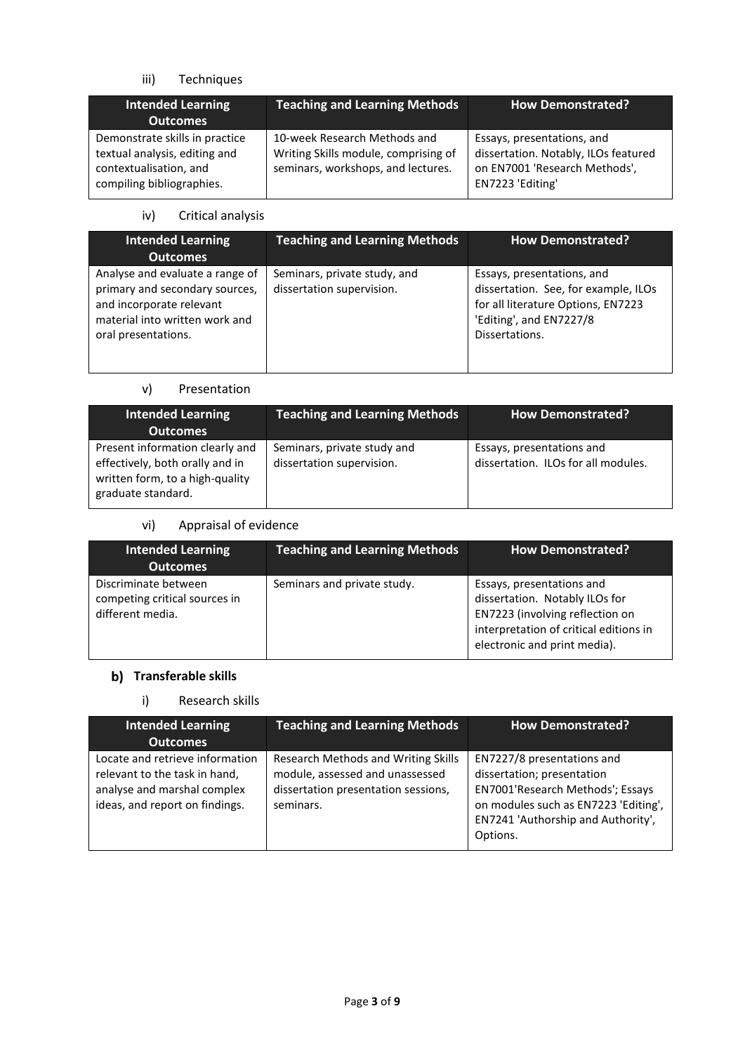iii) Techniques

| Intended Learning Outcomes | Teaching and Learning Methods | How Demonstrated? |
|---|---|---|
| Demonstrate skills in practice textual analysis, editing and contextualisation, and compiling bibliographies. | 10-week Research Methods and Writing Skills module, comprising of seminars, workshops, and lectures. | Essays, presentations, and dissertation. Notably, ILOs featured on EN7001 'Research Methods', EN7223 'Editing' |

iv) Critical analysis

| Intended Learning Outcomes | Teaching and Learning Methods | How Demonstrated? |
|---|---|---|
| Analyse and evaluate a range of primary and secondary sources, and incorporate relevant material into written work and oral presentations. | Seminars, private study, and dissertation supervision. | Essays, presentations, and dissertation. See, for example, ILOs for all literature Options, EN7223 'Editing', and EN7227/8 Dissertations. |

v) Presentation

| Intended Learning Outcomes | Teaching and Learning Methods | How Demonstrated? |
|---|---|---|
| Present information clearly and effectively, both orally and in written form, to a high-quality graduate standard. | Seminars, private study and dissertation supervision. | Essays, presentations and dissertation. ILOs for all modules. |

vi) Appraisal of evidence

| Intended Learning Outcomes | Teaching and Learning Methods | How Demonstrated? |
|---|---|---|
| Discriminate between competing critical sources in different media. | Seminars and private study. | Essays, presentations and dissertation. Notably ILOs for EN7223 (involving reflection on interpretation of critical editions in electronic and print media). |

### b) Transferable skills

i) Research skills

| Intended Learning Outcomes | Teaching and Learning Methods | How Demonstrated? |
|---|---|---|
| Locate and retrieve information relevant to the task in hand, analyse and marshal complex ideas, and report on findings. | Research Methods and Writing Skills module, assessed and unassessed dissertation presentation sessions, seminars. | EN7227/8 presentations and dissertation; presentation EN7001'Research Methods'; Essays on modules such as EN7223 'Editing', EN7241 'Authorship and Authority', Options. |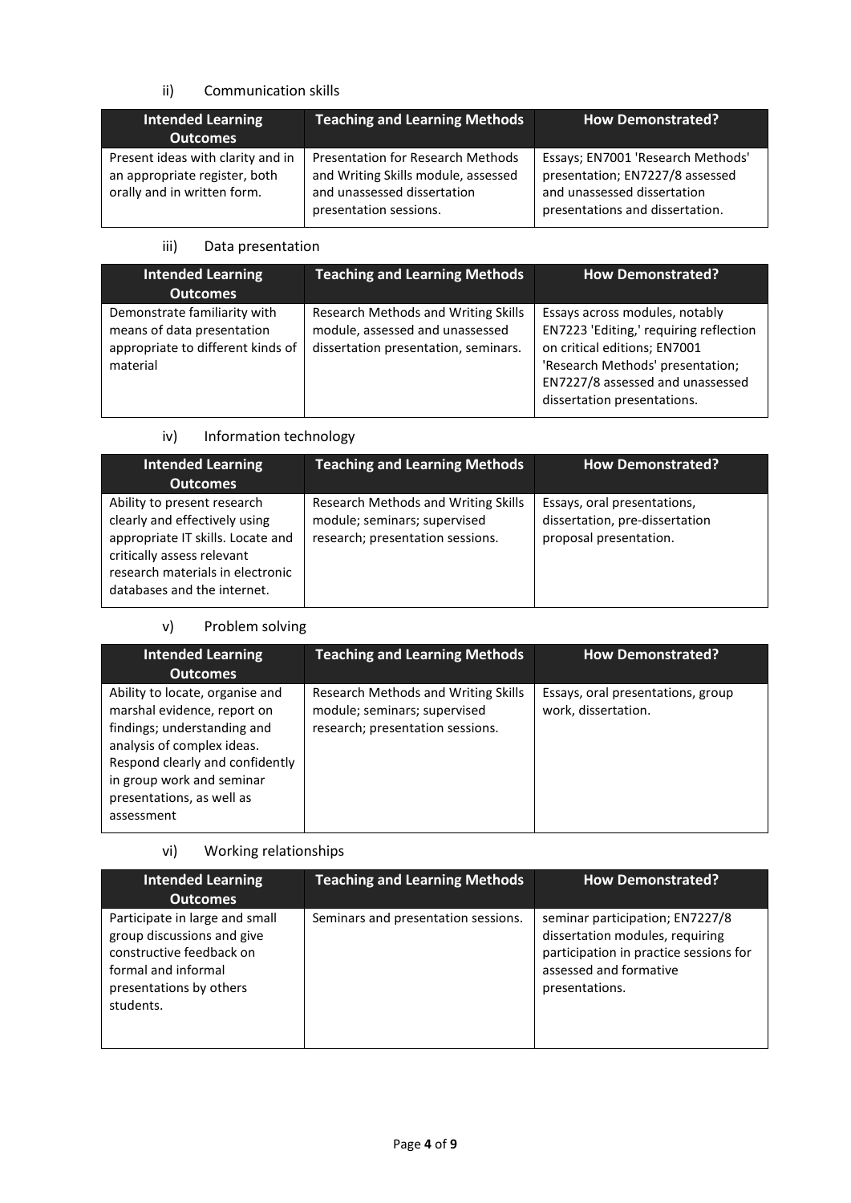ii) Communication skills

| Intended Learning Outcomes | Teaching and Learning Methods | How Demonstrated? |
| --- | --- | --- |
| Present ideas with clarity and in an appropriate register, both orally and in written form. | Presentation for Research Methods and Writing Skills module, assessed and unassessed dissertation presentation sessions. | Essays; EN7001 'Research Methods' presentation; EN7227/8 assessed and unassessed dissertation presentations and dissertation. |

iii) Data presentation

| Intended Learning Outcomes | Teaching and Learning Methods | How Demonstrated? |
| --- | --- | --- |
| Demonstrate familiarity with means of data presentation appropriate to different kinds of material | Research Methods and Writing Skills module, assessed and unassessed dissertation presentation, seminars. | Essays across modules, notably EN7223 'Editing,' requiring reflection on critical editions; EN7001 'Research Methods' presentation; EN7227/8 assessed and unassessed dissertation presentations. |

iv) Information technology

| Intended Learning Outcomes | Teaching and Learning Methods | How Demonstrated? |
| --- | --- | --- |
| Ability to present research clearly and effectively using appropriate IT skills. Locate and critically assess relevant research materials in electronic databases and the internet. | Research Methods and Writing Skills module; seminars; supervised research; presentation sessions. | Essays, oral presentations, dissertation, pre-dissertation proposal presentation. |

v) Problem solving

| Intended Learning Outcomes | Teaching and Learning Methods | How Demonstrated? |
| --- | --- | --- |
| Ability to locate, organise and marshal evidence, report on findings; understanding and analysis of complex ideas. Respond clearly and confidently in group work and seminar presentations, as well as assessment | Research Methods and Writing Skills module; seminars; supervised research; presentation sessions. | Essays, oral presentations, group work, dissertation. |

vi) Working relationships

| Intended Learning Outcomes | Teaching and Learning Methods | How Demonstrated? |
| --- | --- | --- |
| Participate in large and small group discussions and give constructive feedback on formal and informal presentations by others students. | Seminars and presentation sessions. | seminar participation; EN7227/8 dissertation modules, requiring participation in practice sessions for assessed and formative presentations. |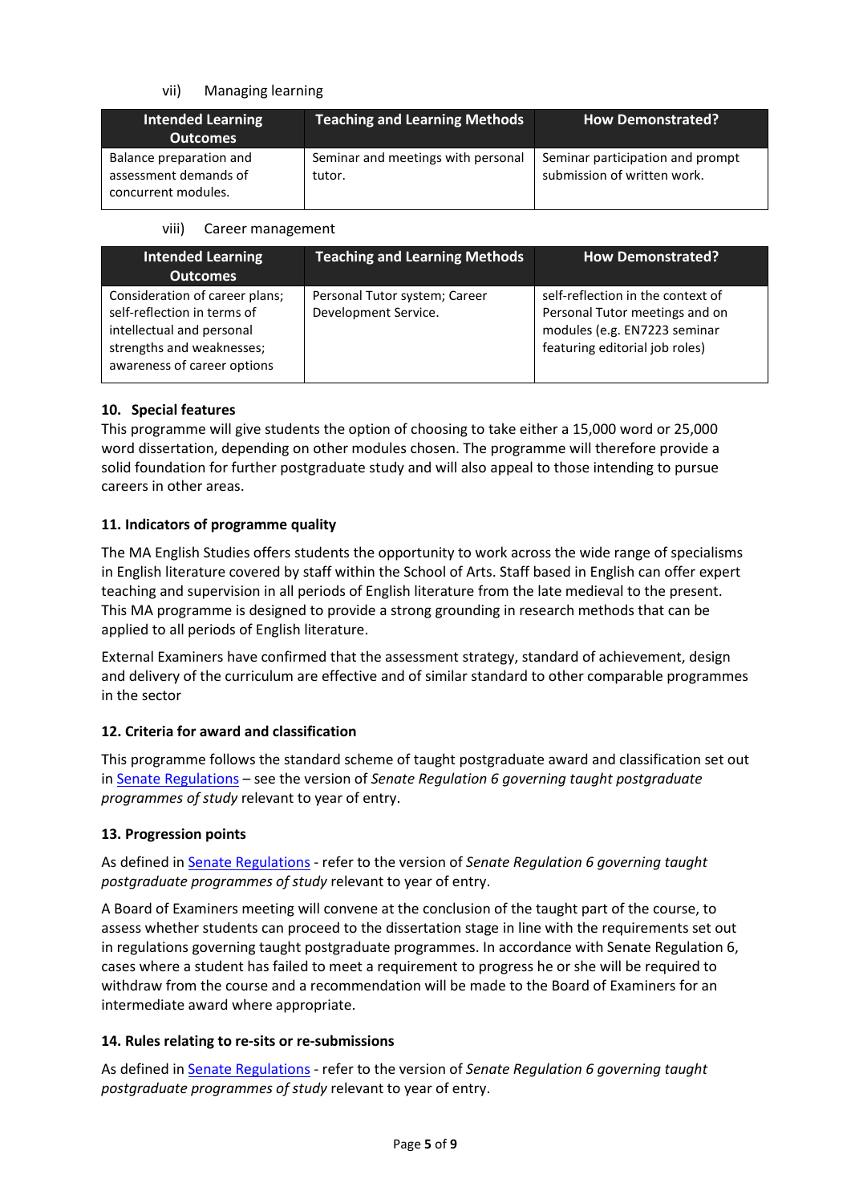vii) Managing learning

| Intended Learning Outcomes | Teaching and Learning Methods | How Demonstrated? |
|---|---|---|
| Balance preparation and assessment demands of concurrent modules. | Seminar and meetings with personal tutor. | Seminar participation and prompt submission of written work. |

viii) Career management

| Intended Learning Outcomes | Teaching and Learning Methods | How Demonstrated? |
|---|---|---|
| Consideration of career plans; self-reflection in terms of intellectual and personal strengths and weaknesses; awareness of career options | Personal Tutor system; Career Development Service. | self-reflection in the context of Personal Tutor meetings and on modules (e.g. EN7223 seminar featuring editorial job roles) |

### 10. Special features

This programme will give students the option of choosing to take either a 15,000 word or 25,000 word dissertation, depending on other modules chosen. The programme will therefore provide a solid foundation for further postgraduate study and will also appeal to those intending to pursue careers in other areas.

### 11. Indicators of programme quality

The MA English Studies offers students the opportunity to work across the wide range of specialisms in English literature covered by staff within the School of Arts. Staff based in English can offer expert teaching and supervision in all periods of English literature from the late medieval to the present. This MA programme is designed to provide a strong grounding in research methods that can be applied to all periods of English literature.

External Examiners have confirmed that the assessment strategy, standard of achievement, design and delivery of the curriculum are effective and of similar standard to other comparable programmes in the sector

### 12. Criteria for award and classification

This programme follows the standard scheme of taught postgraduate award and classification set out in Senate Regulations – see the version of *Senate Regulation 6 governing taught postgraduate programmes of study* relevant to year of entry.

### 13. Progression points

As defined in Senate Regulations - refer to the version of *Senate Regulation 6 governing taught postgraduate programmes of study* relevant to year of entry.

A Board of Examiners meeting will convene at the conclusion of the taught part of the course, to assess whether students can proceed to the dissertation stage in line with the requirements set out in regulations governing taught postgraduate programmes. In accordance with Senate Regulation 6, cases where a student has failed to meet a requirement to progress he or she will be required to withdraw from the course and a recommendation will be made to the Board of Examiners for an intermediate award where appropriate.

### 14. Rules relating to re-sits or re-submissions

As defined in Senate Regulations - refer to the version of *Senate Regulation 6 governing taught postgraduate programmes of study* relevant to year of entry.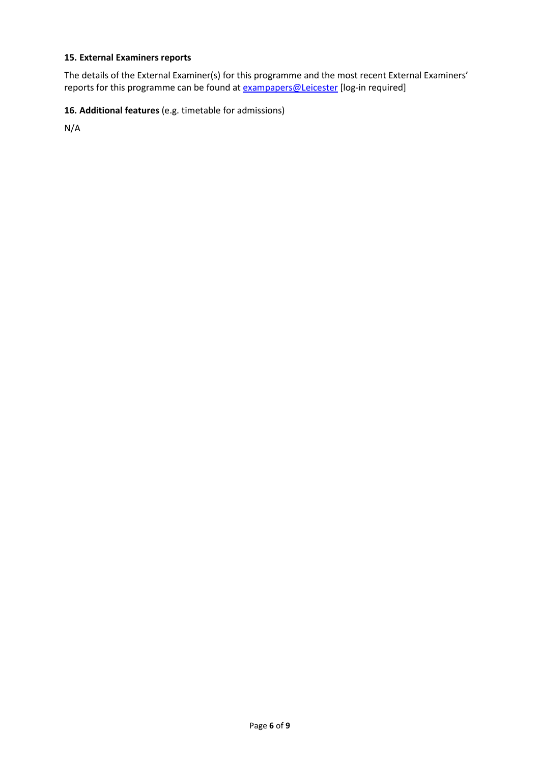### 15. External Examiners reports

The details of the External Examiner(s) for this programme and the most recent External Examiners' reports for this programme can be found at exampapers@Leicester [log-in required]

### 16. Additional features (e.g. timetable for admissions)

N/A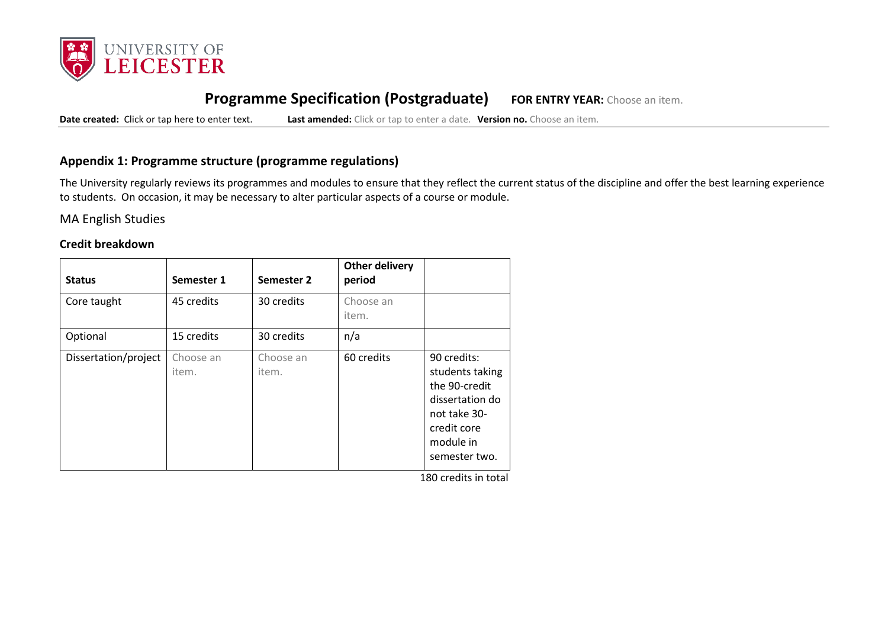**Programme Specification (Postgraduate)** **FOR ENTRY YEAR:** Choose an item.

**Date created:** Click or tap here to enter text. **Last amended:** Click or tap to enter a date. **Version no.** Choose an item.

## Appendix 1: Programme structure (programme regulations)

The University regularly reviews its programmes and modules to ensure that they reflect the current status of the discipline and offer the best learning experience to students. On occasion, it may be necessary to alter particular aspects of a course or module.

MA English Studies

### Credit breakdown

| Status | Semester 1 | Semester 2 | Other delivery period | |
|---|---|---|---|---|
| Core taught | 45 credits | 30 credits | Choose an item. | |
| Optional | 15 credits | 30 credits | n/a | |
| Dissertation/project | Choose an item. | Choose an item. | 60 credits | 90 credits: students taking the 90-credit dissertation do not take 30-credit core module in semester two. |

180 credits in total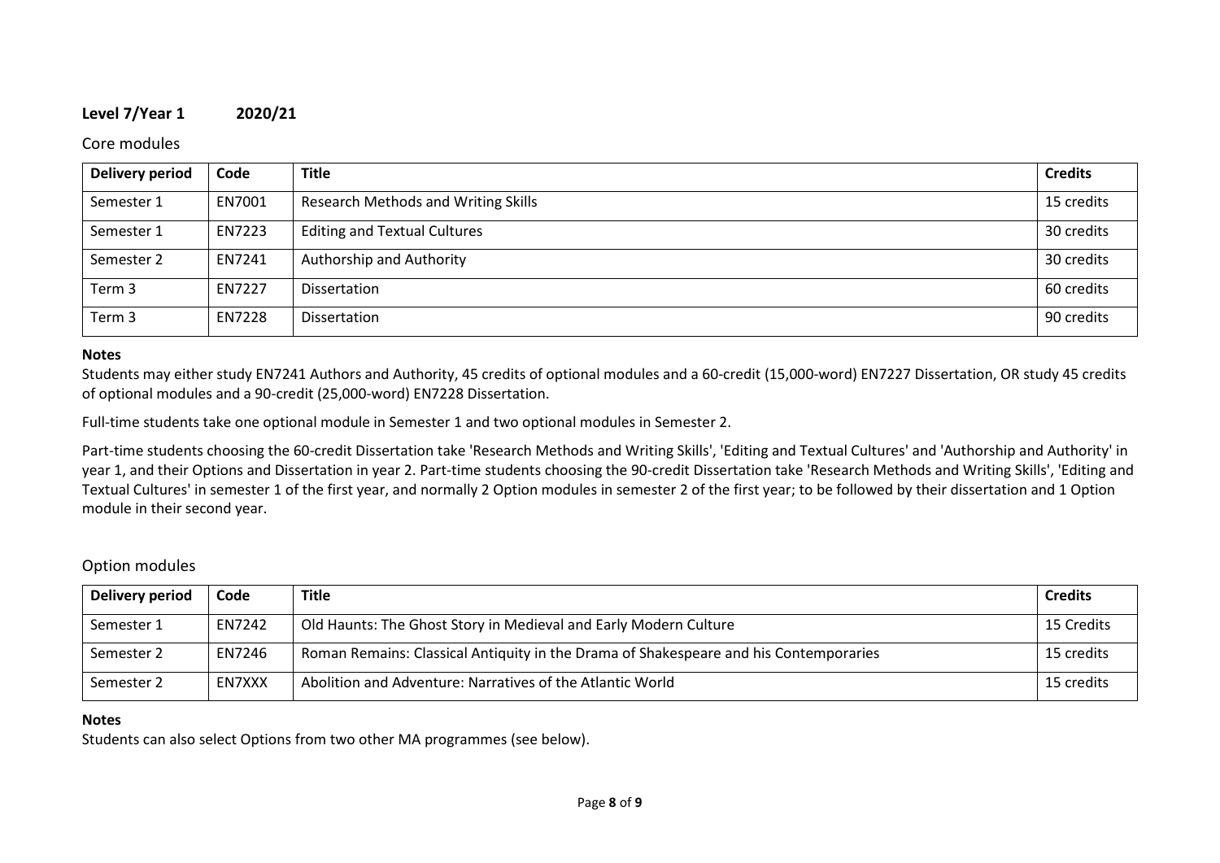**Level 7/Year 1 2020/21**

Core modules

| **Delivery period** | **Code** | **Title** | **Credits** |
|---|---|---|---|
| Semester 1 | EN7001 | Research Methods and Writing Skills | 15 credits |
| Semester 1 | EN7223 | Editing and Textual Cultures | 30 credits |
| Semester 2 | EN7241 | Authorship and Authority | 30 credits |
| Term 3 | EN7227 | Dissertation | 60 credits |
| Term 3 | EN7228 | Dissertation | 90 credits |

**Notes**

Students may either study EN7241 Authors and Authority, 45 credits of optional modules and a 60-credit (15,000-word) EN7227 Dissertation, OR study 45 credits of optional modules and a 90-credit (25,000-word) EN7228 Dissertation.

Full-time students take one optional module in Semester 1 and two optional modules in Semester 2.

Part-time students choosing the 60-credit Dissertation take 'Research Methods and Writing Skills', 'Editing and Textual Cultures' and 'Authorship and Authority' in year 1, and their Options and Dissertation in year 2. Part-time students choosing the 90-credit Dissertation take 'Research Methods and Writing Skills', 'Editing and Textual Cultures' in semester 1 of the first year, and normally 2 Option modules in semester 2 of the first year; to be followed by their dissertation and 1 Option module in their second year.

Option modules

| **Delivery period** | **Code** | **Title** | **Credits** |
|---|---|---|---|
| Semester 1 | EN7242 | Old Haunts: The Ghost Story in Medieval and Early Modern Culture | 15 Credits |
| Semester 2 | EN7246 | Roman Remains: Classical Antiquity in the Drama of Shakespeare and his Contemporaries | 15 credits |
| Semester 2 | EN7XXX | Abolition and Adventure: Narratives of the Atlantic World | 15 credits |

**Notes**

Students can also select Options from two other MA programmes (see below).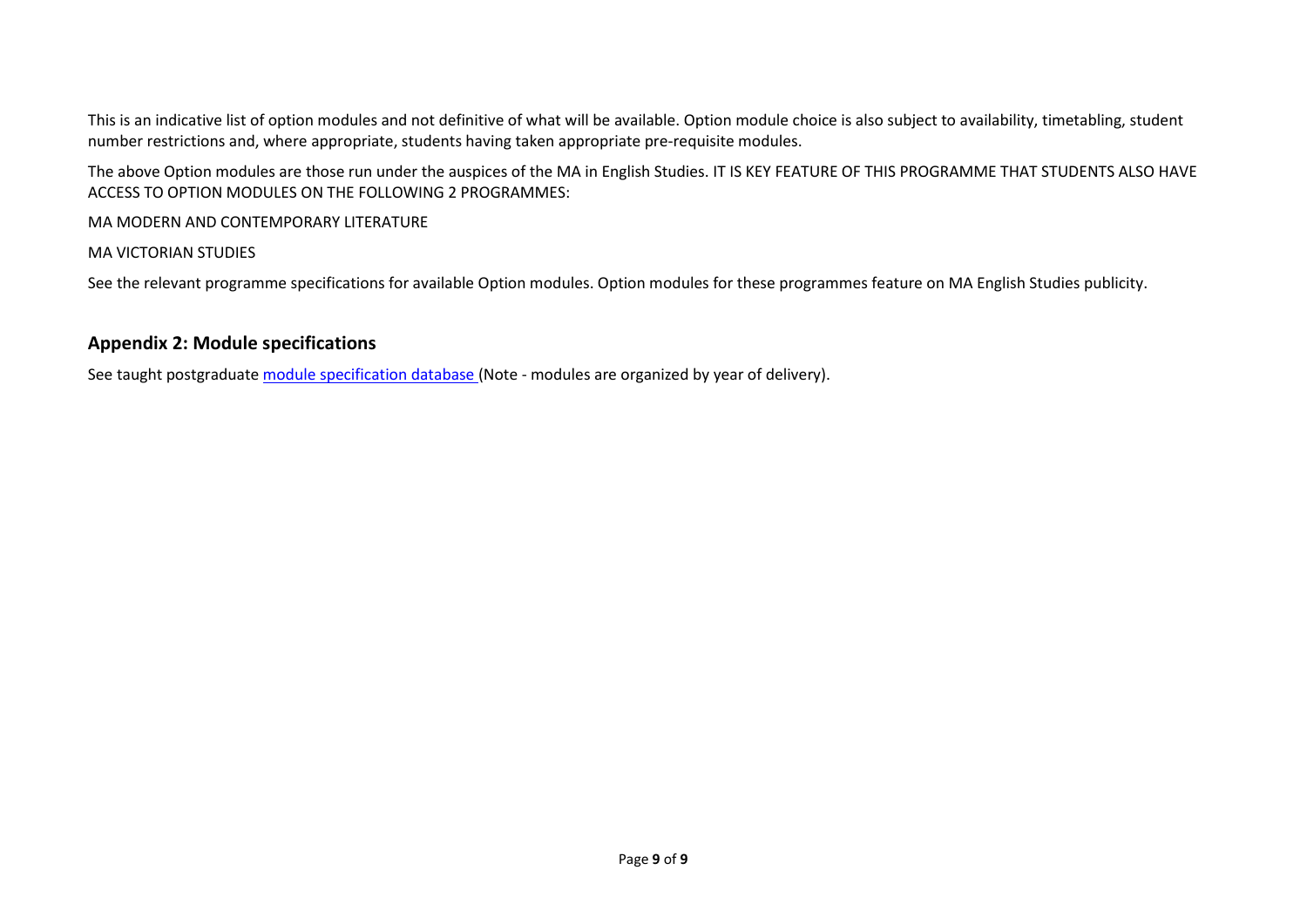This is an indicative list of option modules and not definitive of what will be available. Option module choice is also subject to availability, timetabling, student number restrictions and, where appropriate, students having taken appropriate pre-requisite modules.

The above Option modules are those run under the auspices of the MA in English Studies. IT IS KEY FEATURE OF THIS PROGRAMME THAT STUDENTS ALSO HAVE ACCESS TO OPTION MODULES ON THE FOLLOWING 2 PROGRAMMES:

MA MODERN AND CONTEMPORARY LITERATURE

MA VICTORIAN STUDIES

See the relevant programme specifications for available Option modules. Option modules for these programmes feature on MA English Studies publicity.

## Appendix 2: Module specifications

See taught postgraduate module specification database (Note - modules are organized by year of delivery).